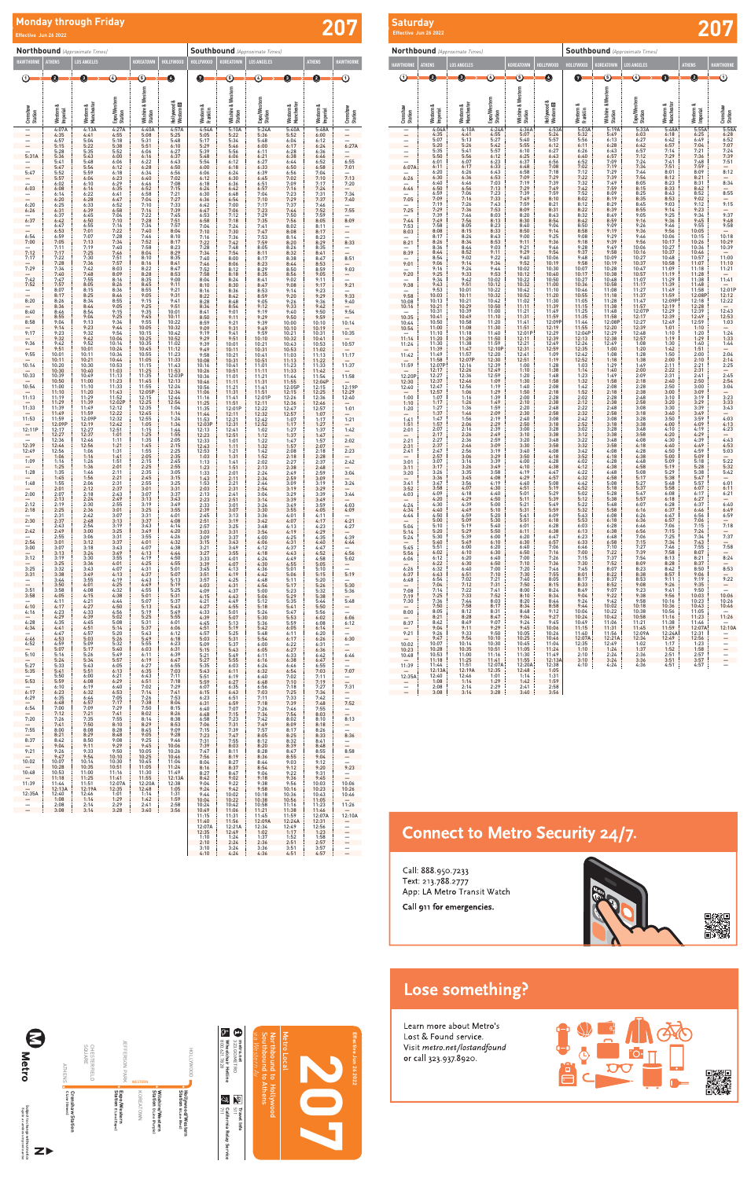# 207

## Monday through Friday

Effective Jun 26 2022

### Northbound *(Approximate Times)*

| HAWTHORNE | ATHENS | LOS ANGELES | | KOREATOWN | HOLLYWOOD |
|---|---|---|---|---|---|
| 1 Crenshaw Station | 2 Western & Imperial | 3 Western & Manchester | 4 Expo/Western Station | 5 Wilshire & Western Station | 6 Hollywood & Western Station |
| — | 4:07A | 4:13A | 4:27A | 4:40A | 4:57A |
| — | 4:35 | 4:41 | 4:55 | 5:08 | 5:25 |
| — | 4:57 | 5:04 | 5:18 | 5:31 | 5:48 |
| — | 5:15 | 5:22 | 5:38 | 5:51 | 6:10 |
| — | 5:28 | 5:35 | 5:52 | 6:06 | 6:27 |
| 5:31A | 5:36 | 5:43 | 6:00 | 6:16 | 6:37 |
| — | 5:41 | 5:48 | 6:06 | 6:22 | 6:43 |
| — | 5:47 | 5:54 | 6:12 | 6:28 | 6:50 |
| 5:47 | 5:52 | 5:59 | 6:18 | 6:34 | 6:56 |
| — | 5:57 | 6:06 | 6:23 | 6:40 | 7:02 |
| — | 6:02 | 6:10 | 6:29 | 6:44 | 7:08 |
| 6:03 | 6:08 | 6:16 | 6:35 | 6:52 | 7:15 |
| — | 6:14 | 6:22 | 6:41 | 6:58 | 7:21 |
| — | 6:20 | 6:28 | 6:47 | 7:04 | 7:27 |
| — | 6:25 | 6:33 | 6:52 | 7:10 | 7:33 |
| 6:26 | 6:31 | 6:39 | 6:58 | 7:16 | 7:39 |
| — | 6:37 | 6:45 | 7:06 | 7:22 | 7:45 |
| 6:37 | 6:42 | 6:50 | 7:10 | 7:28 | 7:51 |
| — | 6:47 | 6:55 | 7:16 | 7:34 | 7:57 |
| — | 6:53 | 7:01 | 7:22 | 7:40 | 8:04 |
| 6:56 | 6:59 | 7:07 | 7:28 | 7:46 | 8:10 |
| 7:00 | 7:05 | 7:13 | 7:34 | 7:52 | 8:17 |
| — | 7:11 | 7:19 | 7:40 | 7:58 | 8:23 |
| 7:12 | 7:17 | 7:25 | 7:46 | 8:04 | 8:29 |
| 7:17 | 7:22 | 7:30 | 7:51 | 8:10 | 8:35 |
| — | 7:28 | 7:36 | 7:57 | 8:16 | 8:41 |
| 7:29 | 7:34 | 7:42 | 8:03 | 8:22 | 8:47 |
| — | 7:40 | 7:48 | 8:09 | 8:28 | 8:53 |
| 7:42 | 7:47 | 7:55 | 8:16 | 8:35 | 9:00 |
| 7:52 | 7:57 | 8:05 | 8:26 | 8:45 | 9:11 |
| — | 8:07 | 8:15 | 8:36 | 8:55 | 9:21 |
| — | 8:17 | 8:25 | 8:46 | 9:05 | 9:31 |
| 8:20 | 8:26 | 8:34 | 8:55 | 9:15 | 9:41 |
| — | 8:36 | 8:44 | 9:05 | 9:25 | 9:51 |
| 8:40 | 8:46 | 8:54 | 9:15 | 9:35 | 10:01 |
| — | 8:55 | 9:03 | 9:24 | 9:45 | 10:11 |
| 8:58 | 9:04 | 9:13 | 9:34 | 9:55 | 10:22 |
| — | 9:14 | 9:23 | 9:44 | 10:05 | 10:32 |
| 9:17 | 9:23 | 9:32 | 9:54 | 10:15 | 10:42 |
| — | 9:33 | 9:42 | 10:04 | 10:25 | 10:52 |
| 9:36 | 9:42 | 9:52 | 10:14 | 10:35 | 11:02 |
| — | 9:51 | 10:01 | 10:24 | 10:45 | 11:13 |
| 9:55 | 10:01 | 10:11 | 10:34 | 10:55 | 11:23 |
| — | 10:11 | 10:21 | 10:44 | 11:05 | 11:33 |
| 10:14 | 10:20 | 10:30 | 10:53 | 11:15 | 11:43 |
| — | 10:30 | 10:40 | 11:03 | 11:25 | 11:53 |
| 10:33 | 10:39 | 10:49 | 11:13 | 11:35 | 12:03P |
| — | 10:49 | 10:59 | 11:23 | 11:45 | 12:13 |
| 10:54 | 11:00 | 11:10 | 11:33 | 11:55 | 12:24 |
| — | 11:10 | 11:20 | 11:43 | 12:05P | 12:34 |
| 11:13 | 11:19 | 11:29 | 11:52 | 12:15 | 12:44 |
| — | 11:29 | 11:39 | 12:02P | 12:25 | 12:54 |
| 11:33 | 11:39 | 11:49 | 12:12 | 12:35 | 1:04 |
| — | 11:49 | 11:59 | 12:22 | 12:45 | 1:14 |
| 11:52 | 11:58 | 12:09P | 12:32 | 12:55 | 1:24 |
| — | 12:09P | 12:19 | 12:42 | 1:05 | 1:34 |
| 12:11P | 12:17 | 12:28 | 12:51 | 1:15 | 1:44 |
| — | 12:27 | 12:37 | 1:01 | 1:25 | 1:55 |
| — | 12:36 | 12:46 | 1:11 | 1:35 | 2:05 |
| 12:39 | 12:46 | 12:56 | 1:21 | 1:45 | 2:15 |
| 12:49 | 12:56 | 1:06 | 1:31 | 1:55 | 2:25 |
| — | 1:06 | 1:16 | 1:41 | 2:05 | 2:35 |
| 1:09 | 1:16 | 1:26 | 1:51 | 2:15 | 2:45 |
| — | 1:25 | 1:35 | 2:01 | 2:25 | 2:55 |
| 1:28 | 1:35 | 1:46 | 2:11 | 2:35 | 3:05 |
| — | 1:45 | 1:56 | 2:21 | 2:45 | 3:15 |
| 1:48 | 1:55 | 2:06 | 2:31 | 2:56 | 3:26 |
| — | 2:01 | 2:12 | 2:37 | 3:01 | 3:31 |
| 2:00 | 2:07 | 2:18 | 2:43 | 3:07 | 3:37 |
| — | 2:13 | 2:24 | 2:49 | 3:13 | 3:43 |
| 2:12 | 2:19 | 2:30 | 2:55 | 3:19 | 3:49 |
| — | 2:25 | 2:36 | 3:01 | 3:25 | 3:55 |
| — | 2:31 | 2:42 | 3:07 | 3:31 | 4:01 |
| 2:30 | 2:37 | 2:48 | 3:13 | 3:37 | 4:08 |
| — | 2:43 | 2:54 | 3:19 | 3:43 | 4:14 |
| 2:42 | 2:49 | 3:00 | 3:25 | 3:49 | 4:20 |
| — | 2:55 | 3:06 | 3:31 | 3:55 | 4:26 |
| 2:56 | 3:01 | 3:12 | 3:37 | 4:01 | 4:32 |
| 3:00 | 3:07 | 3:18 | 3:43 | 4:07 | 4:38 |
| — | 3:13 | 3:24 | 3:49 | 4:13 | 4:44 |
| 3:12 | 3:19 | 3:30 | 3:55 | 4:19 | 4:50 |
| — | 3:25 | 3:36 | 4:01 | 4:25 | 4:56 |
| 3:25 | 3:32 | 3:43 | 4:07 | 4:31 | 5:02 |
| 3:31 | 3:38 | 3:49 | 4:13 | 4:37 | 5:08 |
| — | 3:44 | 3:55 | 4:19 | 4:43 | 5:13 |
| — | 3:50 | 4:01 | 4:25 | 4:49 | 5:19 |
| 3:51 | 3:58 | 4:09 | 4:33 | 4:57 | 5:25 |
| 3:58 | 4:05 | 4:15 | 4:38 | 5:01 | 5:31 |
| — | 4:11 | 4:21 | 4:44 | 5:07 | 5:37 |
| 4:10 | 4:17 | 4:27 | 4:50 | 5:13 | 5:43 |
| 4:16 | 4:23 | 4:33 | 4:56 | 5:19 | 5:49 |
| — | 4:29 | 4:39 | 5:02 | 5:25 | 5:55 |
| 4:28 | 4:35 | 4:45 | 5:08 | 5:31 | 6:01 |
| 4:34 | 4:41 | 4:51 | 5:14 | 5:37 | 6:07 |
| — | 4:47 | 4:57 | 5:20 | 5:43 | 6:12 |
| 4:46 | 4:53 | 5:03 | 5:26 | 5:49 | 6:18 |
| 4:52 | 4:59 | 5:09 | 5:32 | 5:55 | 6:23 |
| — | 5:07 | 5:17 | 5:40 | 6:03 | 6:31 |
| 5:10 | 5:16 | 5:26 | 5:49 | 6:11 | 6:39 |
| — | 5:25 | 5:34 | 5:57 | 6:19 | 6:47 |
| 5:27 | 5:33 | 5:43 | 6:05 | 6:27 | 6:55 |
| 5:35 | 5:41 | 5:51 | 6:13 | 6:35 | 7:03 |
| — | 5:50 | 6:00 | 6:21 | 6:43 | 7:11 |
| 5:53 | 5:59 | 6:08 | 6:29 | 6:50 | 7:18 |
| — | 6:10 | 6:19 | 6:40 | 7:00 | 7:27 |
| 6:17 | 6:23 | 6:32 | 6:52 | 7:12 | 7:38 |
| 6:29 | 6:35 | 6:44 | 7:05 | 7:24 | 7:49 |
| — | 6:48 | 6:57 | 7:17 | 7:36 | 8:01 |
| 6:54 | 7:00 | 7:09 | 7:29 | 7:48 | 8:12 |
| 7:05 | 7:12 | 7:21 | 7:40 | 7:58 | 8:22 |
| 7:20 | 7:26 | 7:35 | 7:53 | 8:10 | 8:33 |
| 7:35 | 7:41 | 7:50 | 8:08 | 8:23 | 8:45 |
| 7:55 | 8:00 | 8:08 | 8:25 | 8:40 | 9:01 |
| 8:15 | 8:21 | 8:29 | 8:45 | 8:59 | 9:20 |
| 8:37 | 8:42 | 8:50 | 9:06 | 9:20 | 9:40 |
| 9:01 | 9:06 | 9:13 | 9:28 | 9:42 | 10:01 |
| 9:21 | 9:26 | 9:33 | 9:48 | 10:01 | 10:19 |
| 9:41 | 9:46 | 9:53 | 10:08 | 10:21 | 10:39 |
| 10:02 | 10:07 | 10:14 | 10:29 | 10:41 | 10:58 |
| 10:22 | 10:28 | 10:35 | 10:50 | 11:01 | 11:18 |
| 10:48 | 10:53 | 11:00 | 11:14 | 11:25 | 11:41 |
| 11:13 | 11:18 | 11:25 | 11:39 | 11:50 | 12:06A |
| 11:39 | 11:44 | 11:51 | 12:07A | 12:20A | 12:38 |
| 12:08A | 12:13A | 12:19A | 12:35 | 12:48 | 1:05 |
| 12:35A | 12:40 | 12:46 | 1:01 | 1:14 | 1:31 |
| — | 1:08 | 1:14 | 1:29 | 1:42 | 1:59 |
| — | 2:08 | 2:14 | 2:29 | 2:41 | 2:58 |
| — | 3:08 | 3:14 | 3:28 | 3:40 | 3:56 |

### Southbound *(Approximate Times)*

| HOLLYWOOD | KOREATOWN | LOS ANGELES | | ATHENS | HAWTHORNE |
|---|---|---|---|---|---|
| 6 Western & Franklin | 5 Wilshire & Western Station | 4 Expo/Western Station | 3 Western & Manchester | 2 Western & Imperial | 1 Crenshaw Station |
| 4:54A | 5:10A | 5:24A | 5:40A | 5:48A | — |
| 5:05 | 5:22 | 5:36 | 5:52 | 6:00 | — |
| 5:17 | 5:34 | 5:48 | 6:04 | 6:12 | — |
| 5:29 | 5:46 | 6:00 | 6:17 | 6:24 | 6:27A |
| 5:39 | 5:56 | 6:11 | 6:28 | 6:38 | — |
| 5:48 | 6:06 | 6:21 | 6:38 | 6:46 | — |
| 5:54 | 6:12 | 6:27 | 6:44 | 6:52 | 6:55 |
| 6:00 | 6:18 | 6:33 | 6:50 | 6:58 | 7:01 |
| 6:06 | 6:24 | 6:39 | 6:56 | 7:04 | — |
| 6:12 | 6:30 | 6:45 | 7:02 | 7:10 | 7:13 |
| 6:18 | 6:36 | 6:51 | 7:09 | 7:17 | 7:20 |
| 6:24 | 6:42 | 6:57 | 7:16 | 7:23 | — |
| 6:30 | 6:48 | 7:04 | 7:23 | 7:31 | 7:34 |
| 6:36 | 6:54 | 7:10 | 7:29 | 7:37 | 7:40 |
| 6:42 | 7:00 | 7:17 | 7:37 | 7:44 | — |
| 6:47 | 7:06 | 7:23 | 7:44 | 7:52 | 7:55 |
| 6:53 | 7:12 | 7:29 | 7:50 | 7:59 | — |
| 6:58 | 7:18 | 7:35 | 7:56 | 8:05 | 8:09 |
| 7:04 | 7:24 | 7:41 | 8:02 | 8:11 | — |
| 7:10 | 7:30 | 7:47 | 8:08 | 8:17 | — |
| 7:16 | 7:36 | 7:53 | 8:14 | 8:23 | — |
| 7:22 | 7:42 | 7:59 | 8:20 | 8:29 | 8:33 |
| 7:28 | 7:48 | 8:05 | 8:26 | 8:35 | — |
| 7:34 | 7:54 | 8:11 | 8:32 | 8:41 | — |
| 7:40 | 8:00 | 8:17 | 8:38 | 8:47 | 8:51 |
| 7:46 | 8:06 | 8:23 | 8:44 | 8:53 | — |
| 7:52 | 8:12 | 8:29 | 8:50 | 8:59 | 9:03 |
| 7:58 | 8:18 | 8:35 | 8:56 | 9:05 | — |
| 8:04 | 8:24 | 8:41 | 9:02 | 9:11 | — |
| 8:10 | 8:30 | 8:47 | 9:08 | 9:17 | 9:21 |
| 8:16 | 8:36 | 8:53 | 9:14 | 9:23 | — |
| 8:22 | 8:42 | 8:59 | 9:20 | 9:29 | 9:33 |
| 8:28 | 8:48 | 9:05 | 9:26 | 9:36 | 9:40 |
| 8:34 | 8:54 | 9:12 | 9:33 | 9:42 | — |
| 8:40 | 9:00 | 9:18 | 9:40 | 9:50 | 9:54 |
| 8:50 | 9:10 | 9:29 | 9:50 | 10:00 | — |
| 8:59 | 9:20 | 9:39 | 10:00 | 10:10 | 10:14 |
| 9:09 | 9:31 | 9:50 | 10:10 | 10:19 | — |
| 9:19 | 9:41 | 9:59 | 10:21 | 10:31 | 10:35 |
| 9:29 | 9:50 | 10:10 | 10:32 | 10:42 | — |
| 9:39 | 10:01 | 10:21 | 10:43 | 10:53 | 10:57 |
| 9:49 | 10:11 | 10:31 | 10:52 | 11:02 | — |
| 9:58 | 10:21 | 10:41 | 11:03 | 11:13 | 11:17 |
| 10:08 | 10:31 | 10:51 | 11:13 | 11:23 | — |
| 10:16 | 10:41 | 11:01 | 11:23 | 11:33 | 11:37 |
| 10:26 | 10:51 | 11:11 | 11:33 | 11:43 | — |
| 10:36 | 11:01 | 11:21 | 11:44 | 11:54 | 11:58 |
| 10:46 | 11:11 | 11:31 | 11:55 | 12:06P | — |
| 10:56 | 11:21 | 11:41 | 12:05P | 12:15 | 12:19P |
| 11:06 | 11:31 | 11:51 | 12:15 | 12:25 | — |
| 11:16 | 11:41 | 12:01P | 12:26 | 12:36 | 12:40 |
| 11:26 | 11:51 | 12:11 | 12:36 | 12:46 | — |
| 11:35 | 12:01P | 12:22 | 12:47 | 12:57 | 1:01 |
| 11:44 | 12:11 | 12:32 | 12:57 | 1:07 | — |
| 11:53 | 12:21 | 12:42 | 1:07 | 1:17 | 1:21 |
| 12:03P | 12:31 | 12:52 | 1:17 | 1:27 | — |
| 12:13 | 12:41 | 1:02 | 1:27 | 1:38 | 1:42 |
| 12:23 | 12:51 | 1:12 | 1:37 | 1:48 | — |
| 12:33 | 1:01 | 1:22 | 1:47 | 1:58 | 2:02 |
| 12:43 | 1:11 | 1:32 | 1:57 | 2:08 | — |
| 12:53 | 1:21 | 1:42 | 2:07 | 2:18 | 2:23 |
| 1:03 | 1:31 | 1:52 | 2:18 | 2:28 | — |
| 1:13 | 1:41 | 2:02 | 2:27 | 2:38 | 2:43 |
| 1:23 | 1:51 | 2:13 | 2:38 | 2:48 | — |
| 1:33 | 2:01 | 2:24 | 2:49 | 2:59 | 3:04 |
| 1:43 | 2:11 | 2:34 | 2:59 | 3:09 | — |
| 1:53 | 2:21 | 2:44 | 3:09 | 3:19 | 3:24 |
| 2:03 | 2:31 | 2:54 | 3:19 | 3:29 | — |
| 2:13 | 2:41 | 3:04 | 3:29 | 3:39 | 3:44 |
| 2:23 | 2:51 | 3:15 | 3:40 | 3:49 | — |
| 2:33 | 3:01 | 3:26 | 3:50 | 4:00 | 4:05 |
| 2:43 | 3:11 | 3:36 | 4:01 | 4:11 | — |
| 2:51 | 3:19 | 3:42 | 4:07 | 4:17 | 4:21 |
| 2:58 | 3:26 | 3:48 | 4:13 | 4:23 | 4:27 |
| 3:05 | 3:33 | 3:56 | 4:19 | 4:29 | — |
| 3:14 | 3:43 | 4:06 | 4:31 | 4:40 | 4:44 |
| 3:20 | 3:49 | 4:12 | 4:37 | 4:47 | — |
| 3:27 | 3:55 | 4:18 | 4:43 | 4:52 | 4:56 |
| 3:33 | 4:01 | 4:24 | 4:49 | 4:58 | 5:02 |
| 3:39 | 4:07 | 4:30 | 4:55 | 5:05 | — |
| 3:45 | 4:13 | 4:36 | 5:01 | 5:10 | 5:15 |
| 3:51 | 4:19 | 4:42 | 5:06 | 5:15 | 5:19 |
| 3:57 | 4:25 | 4:48 | 5:12 | 5:21 | — |
| 4:03 | 4:31 | 4:54 | 5:17 | 5:26 | 5:30 |
| 4:09 | 4:37 | 5:00 | 5:23 | 5:32 | 5:36 |
| 4:15 | 4:43 | 5:06 | 5:29 | 5:38 | — |
| 4:21 | 4:49 | 5:12 | 5:35 | 5:44 | 5:48 |
| 4:27 | 4:55 | 5:18 | 5:41 | 5:50 | — |
| 4:33 | 5:01 | 5:24 | 5:47 | 5:56 | — |
| 4:39 | 5:07 | 5:30 | 5:53 | 6:02 | 6:06 |
| 4:45 | 5:13 | 5:36 | 5:59 | 6:08 | — |
| 4:51 | 5:19 | 5:42 | 6:05 | 6:14 | — |
| 4:57 | 5:25 | 5:48 | 6:11 | 6:20 | 6:24 |
| 5:03 | 5:31 | 5:54 | 6:17 | 6:26 | — |
| 5:09 | 5:37 | 6:00 | 6:22 | 6:31 | 6:35 |
| 5:15 | 5:43 | 6:05 | 6:27 | 6:36 | — |
| 5:21 | 5:49 | 6:11 | 6:33 | 6:42 | 6:46 |
| 5:27 | 5:55 | 6:17 | 6:39 | 6:48 | — |
| 5:35 | 6:03 | 6:24 | 6:46 | 6:55 | — |
| 5:43 | 6:11 | 6:32 | 6:54 | 7:03 | 7:07 |
| 5:51 | 6:19 | 6:40 | 7:02 | 7:11 | — |
| 5:59 | 6:27 | 6:48 | 7:10 | 7:19 | — |
| 6:07 | 6:35 | 6:56 | 7:17 | 7:26 | — |
| 6:15 | 6:43 | 7:04 | 7:25 | 7:34 | 7:31 |
| 6:23 | 6:51 | 7:11 | 7:33 | 7:42 | — |
| 6:31 | 6:59 | 7:18 | 7:39 | 7:48 | 7:52 |
| 6:40 | 7:07 | 7:26 | 7:46 | 7:55 | — |
| 6:49 | 7:16 | 7:34 | 7:54 | 8:03 | — |
| 6:58 | 7:23 | 7:42 | 8:02 | 8:10 | 8:13 |
| 7:07 | 7:31 | 7:49 | 8:09 | 8:17 | — |
| 7:15 | 7:39 | 7:57 | 8:17 | 8:25 | — |
| 7:23 | 7:47 | 8:05 | 8:25 | 8:33 | 8:36 |
| 7:31 | 7:55 | 8:12 | 8:32 | 8:40 | — |
| 7:39 | 8:03 | 8:20 | 8:39 | 8:47 | — |
| 7:47 | 8:11 | 8:28 | 8:47 | 8:55 | 8:58 |
| 7:56 | 8:19 | 8:36 | 8:55 | 9:03 | — |
| 8:04 | 8:27 | 8:44 | 9:03 | 9:11 | — |
| 8:14 | 8:37 | 8:54 | 9:12 | 9:20 | 9:23 |
| 8:27 | 8:47 | 9:04 | 9:22 | 9:30 | — |
| 8:42 | 9:02 | 9:18 | 9:36 | 9:44 | — |
| 8:57 | 9:17 | 9:32 | 9:50 | 9:58 | 10:06 |
| 9:14 | 9:33 | 9:48 | 10:05 | 10:13 | — |
| 9:30 | 9:49 | 10:03 | 10:20 | 10:28 | — |
| 9:46 | 10:04 | 10:18 | 10:35 | 10:43 | 10:46 |
| 10:04 | 10:22 | 10:36 | 10:53 | 11:00 | — |
| 10:24 | 10:42 | 10:56 | 11:12 | 11:19 | 11:26 |
| 10:46 | 11:03 | 11:17 | 11:33 | 11:40 | — |
| 11:15 | 11:31 | 11:45 | 11:59 | 12:06A | — |
| 11:40 | 11:56 | 12:09A | 12:24A | 12:31 | — |
| 12:07A | 12:21A | 12:34 | 12:49 | 12:56 | — |
| 12:40 | 12:55 | 1:08 | 1:22 | 1:29 | — |
| 1:10 | 1:24 | 1:37 | 1:52 | 1:59 | — |
| 2:10 | 2:24 | 2:37 | 2:51 | 2:57 | — |
| 3:10 | 3:24 | 3:36 | 3:51 | 3:57 | — |
| 4:10 | 4:24 | 4:36 | 4:51 | 4:57 | — |

## Saturday

Effective Jun 26 2022

### Northbound *(Approximate Times)*

| HAWTHORNE | ATHENS | LOS ANGELES | | KOREATOWN | HOLLYWOOD |
|---|---|---|---|---|---|
| 1 Crenshaw Station | 2 Western & Imperial | 3 Western & Manchester | 4 Expo/Western Station | 5 Wilshire & Western Station | 6 Hollywood & Western Station |
| — | 4:04A | 4:10A | 4:25A | 4:36A | 4:53A |
| — | 4:35 | 4:41 | 4:55 | 5:07 | 5:24 |
| — | 5:07 | 5:13 | 5:28 | 5:40 | 5:57 |
| — | 5:20 | 5:26 | 5:42 | 5:55 | 6:12 |
| — | 5:35 | 5:41 | 5:57 | 6:10 | 6:27 |
| — | 5:50 | 5:56 | 6:12 | 6:25 | 6:43 |
| — | 6:01 | 6:07 | 6:23 | 6:37 | 6:55 |
| 6:07A | 6:11 | 6:17 | 6:33 | 6:48 | 7:08 |
| — | 6:20 | 6:26 | 6:43 | 6:58 | 7:18 |
| 6:26 | 6:30 | 6:36 | 6:53 | 7:09 | 7:29 |
| — | 6:40 | 6:46 | 7:03 | 7:19 | 7:39 |
| 6:46 | 6:50 | 6:56 | 7:13 | 7:29 | 7:49 |
| — | 6:59 | 7:06 | 7:23 | 7:39 | 7:59 |
| 7:05 | 7:09 | 7:16 | 7:33 | 7:49 | 8:10 |
| — | 7:19 | 7:26 | 7:43 | 7:59 | 8:20 |
| 7:25 | 7:29 | 7:36 | 7:53 | 8:09 | 8:31 |
| — | 7:39 | 7:46 | 8:03 | 8:20 | 8:42 |
| 7:44 | 7:49 | 7:56 | 8:13 | 8:30 | 8:52 |
| 7:53 | 7:58 | 8:05 | 8:23 | 8:40 | 9:02 |
| 8:03 | 8:08 | 8:15 | 8:33 | 8:50 | 9:14 |
| — | 8:17 | 8:24 | 8:43 | 9:00 | 9:25 |
| 8:21 | 8:26 | 8:34 | 8:53 | 9:11 | 9:36 |
| — | 8:35 | 8:44 | 9:03 | 9:21 | 9:47 |
| 8:39 | 8:44 | 8:52 | 9:11 | 9:29 | 9:54 |
| — | 8:54 | 9:02 | 9:22 | 9:40 | 10:06 |
| 9:01 | 9:06 | 9:14 | 9:34 | 9:52 | 10:18 |
| — | 9:16 | 9:24 | 9:44 | 10:02 | 10:30 |
| 9:20 | 9:25 | 9:33 | 9:53 | 10:12 | 10:40 |
| — | 9:36 | 9:42 | 10:02 | 10:22 | 10:50 |
| 9:38 | 9:43 | 9:51 | 10:12 | 10:32 | 11:00 |
| — | 9:53 | 10:01 | 10:22 | 10:42 | 11:10 |
| 9:58 | 10:03 | 10:11 | 10:32 | 10:52 | 11:20 |
| 10:08 | 10:13 | 10:21 | 10:42 | 11:02 | 11:30 |
| 10:16 | 10:21 | 10:29 | 10:50 | 11:11 | 11:40 |
| — | 10:31 | 10:39 | 11:00 | 11:21 | 11:50 |
| 10:44 | 10:50 | 10:58 | 11:20 | 11:41 | 12:09P |
| — | 11:00 | 11:08 | 11:30 | 11:51 | 12:19 |
| 11:14 | 11:20 | 11:28 | 11:50 | 12:11P | 12:39 |
| 11:24 | 11:30 | 11:38 | 11:59 | 12:21 | 12:49 |
| — | 11:40 | 11:48 | 12:09P | 12:31 | 12:59 |
| 11:42 | 11:49 | 11:57 | 12:20 | 12:41 | 1:09 |
| — | 11:58 | 12:07P | 12:30 | 12:51 | 1:19 |
| 11:59 | 12:07P | 12:16 | 12:39 | 1:00 | 1:28 |
| — | 12:17 | 12:26 | 12:49 | 1:10 | 1:38 |
| 12:20P | 12:27 | 12:36 | 12:59 | 1:20 | 1:48 |
| 12:30 | 12:37 | 12:46 | 1:09 | 1:30 | 1:58 |
| 12:40 | 12:47 | 12:56 | 1:19 | 1:40 | 2:08 |
| — | 12:57 | 1:06 | 1:29 | 1:50 | 2:18 |
| 1:00 | 1:07 | 1:16 | 1:39 | 2:00 | 2:28 |
| 1:10 | 1:17 | 1:26 | 1:49 | 2:10 | 2:38 |
| 1:20 | 1:27 | 1:36 | 1:59 | 2:20 | 2:48 |
| — | 1:37 | 1:46 | 2:09 | 2:30 | 2:58 |
| 1:41 | 1:47 | 1:56 | 2:19 | 2:40 | 3:08 |
| 1:51 | 1:57 | 2:06 | 2:29 | 2:50 | 3:18 |
| 2:01 | 2:07 | 2:16 | 2:39 | 3:00 | 3:28 |
| — | 2:17 | 2:26 | 2:49 | 3:10 | 3:38 |
| 2:21 | 2:27 | 2:36 | 2:59 | 3:20 | 3:48 |
| 2:31 | 2:37 | 2:46 | 3:09 | 3:30 | 3:58 |
| 2:41 | 2:47 | 2:56 | 3:19 | 3:40 | 4:08 |
| — | 2:57 | 3:06 | 3:29 | 3:50 | 4:18 |
| 3:01 | 3:07 | 3:16 | 3:39 | 4:00 | 4:28 |
| 3:11 | 3:17 | 3:26 | 3:49 | 4:10 | 4:38 |
| 3:20 | 3:26 | 3:35 | 3:59 | 4:19 | 4:47 |
| — | 3:36 | 3:45 | 4:08 | 4:29 | 4:57 |
| 3:41 | 3:47 | 3:56 | 4:19 | 4:40 | 5:07 |
| 3:52 | 3:58 | 4:07 | 4:30 | 4:51 | 5:19 |
| 4:03 | 4:09 | 4:18 | 4:40 | 5:01 | 5:29 |
| — | 4:20 | 4:29 | 4:50 | 5:11 | 5:39 |
| 4:24 | 4:30 | 4:39 | 5:00 | 5:21 | 5:49 |
| 4:34 | 4:40 | 4:49 | 5:10 | 5:31 | 5:59 |
| 4:44 | 4:50 | 4:59 | 5:20 | 5:41 | 6:09 |
| — | 5:00 | 5:09 | 5:30 | 5:51 | 6:19 |
| 5:04 | 5:10 | 5:19 | 5:40 | 6:01 | 6:29 |
| 5:14 | 5:20 | 5:29 | 5:50 | 6:11 | 6:39 |
| — | 5:30 | 5:39 | 6:00 | 6:21 | 6:49 |
| 5:34 | 5:40 | 5:49 | 6:10 | 6:31 | 6:59 |
| 5:45 | 5:51 | 6:00 | 6:20 | 6:40 | 7:08 |
| 5:56 | 6:02 | 6:10 | 6:30 | 6:50 | 7:16 |
| 6:06 | 6:12 | 6:20 | 6:40 | 7:00 | 7:26 |
| — | 6:22 | 6:30 | 6:50 | 7:10 | 7:36 |
| 6:24 | 6:30 | 6:38 | 6:58 | 7:18 | 7:44 |
| 6:37 | 6:43 | 6:51 | 7:10 | 7:30 | 7:55 |
| 6:48 | 6:54 | 7:02 | 7:21 | 7:40 | 8:05 |
| — | 7:06 | 7:14 | 7:33 | 7:51 | 8:15 |
| 7:08 | 7:14 | 7:22 | 7:41 | 7:59 | 8:23 |
| 7:19 | 7:25 | 7:33 | 7:52 | 8:10 | 8:34 |
| 7:30 | 7:36 | 7:44 | 8:03 | 8:20 | 8:44 |
| — | 7:50 | 7:58 | 8:17 | 8:34 | 8:58 |
| 8:00 | 8:05 | 8:12 | 8:30 | 8:48 | 9:11 |
| — | 8:21 | 8:28 | 8:46 | 9:03 | 9:27 |
| 8:37 | 8:42 | 8:49 | 9:06 | 9:23 | 9:46 |
| — | 9:04 | 9:11 | 9:29 | 9:45 | 10:06 |
| 9:21 | 9:26 | 9:33 | 9:50 | 10:05 | 10:26 |
| — | 9:46 | 9:53 | 10:10 | 10:24 | 10:44 |
| 10:02 | 10:07 | 10:14 | 10:30 | 10:45 | 11:04 |
| 10:23 | 10:28 | 10:35 | 10:51 | 11:05 | 11:24 |
| 10:48 | 10:53 | 11:00 | 11:15 | 11:29 | 11:48 |
| 11:13 | 11:18 | 11:25 | 11:40 | 11:55 | 12:13A |
| 11:39 | 11:44 | 11:51 | 12:07A | 12:20A | 12:38 |
| 12:08A | 12:13A | 12:19A | 12:35 | 12:48 | 1:05 |
| 12:35A | 12:40 | 12:46 | 1:01 | 1:14 | 1:31 |
| — | 1:08 | 1:14 | 1:29 | 1:42 | 1:59 |
| — | 2:08 | 2:14 | 2:29 | 2:41 | 2:58 |
| — | 3:08 | 3:14 | 3:28 | 3:40 | 3:56 |

### Southbound *(Approximate Times)*

| HOLLYWOOD | KOREATOWN | LOS ANGELES | | ATHENS | HAWTHORNE |
|---|---|---|---|---|---|
| 6 Western & Franklin | 5 Wilshire & Western Station | 4 Expo/Western Station | 3 Western & Manchester | 2 Western & Imperial | 1 Crenshaw Station |
| 5:03A | 5:19A | 5:33A | 5:48A | 5:55A | 5:58A |
| 5:32 | 5:49 | 6:03 | 6:18 | 6:25 | 6:28 |
| 5:56 | 6:13 | 6:27 | 6:42 | 6:49 | 6:52 |
| 6:11 | 6:28 | 6:42 | 6:57 | 7:04 | 7:07 |
| 6:26 | 6:43 | 6:57 | 7:14 | 7:21 | 7:24 |
| 6:40 | 6:57 | 7:12 | 7:29 | 7:36 | 7:39 |
| 6:52 | 7:09 | 7:24 | 7:41 | 7:48 | 7:51 |
| 7:02 | 7:19 | 7:34 | 7:51 | 7:59 | — |
| 7:12 | 7:29 | 7:44 | 8:01 | 8:09 | 8:12 |
| 7:22 | 7:39 | 7:54 | 8:12 | 8:21 | — |
| 7:32 | 7:49 | 8:05 | 8:23 | 8:31 | 8:34 |
| 7:42 | 7:59 | 8:15 | 8:33 | 8:42 | — |
| 7:52 | 8:09 | 8:25 | 8:43 | 8:52 | 8:55 |
| 8:02 | 8:19 | 8:35 | 8:53 | 9:02 | — |
| 8:12 | 8:29 | 8:45 | 9:03 | 9:12 | 9:15 |
| 8:22 | 8:39 | 8:55 | 9:14 | 9:23 | — |
| 8:32 | 8:49 | 9:05 | 9:25 | 9:34 | 9:37 |
| 8:42 | 8:59 | 9:16 | 9:36 | 9:45 | 9:48 |
| 8:52 | 9:09 | 9:26 | 9:46 | 9:55 | 9:58 |
| 9:00 | 9:19 | 9:36 | 9:56 | 10:05 | — |
| 9:08 | 9:29 | 9:46 | 10:06 | 10:15 | 10:18 |
| 9:18 | 9:39 | 9:56 | 10:17 | 10:26 | 10:29 |
| 9:28 | 9:49 | 10:06 | 10:27 | 10:36 | 10:39 |
| 9:38 | 9:58 | 10:16 | 10:37 | 10:46 | — |
| 9:48 | 10:09 | 10:27 | 10:48 | 10:57 | 11:00 |
| 9:58 | 10:19 | 10:37 | 10:58 | 11:07 | 11:10 |
| 10:07 | 10:28 | 10:47 | 11:09 | 11:18 | 11:21 |
| 10:17 | 10:38 | 10:57 | 11:19 | 11:28 | — |
| 10:27 | 10:48 | 11:07 | 11:29 | 11:38 | 11:41 |
| 10:36 | 10:58 | 11:17 | 11:39 | 11:48 | — |
| 10:46 | 11:08 | 11:27 | 11:49 | 11:58 | 12:01P |
| 10:55 | 11:18 | 11:37 | 11:59 | 12:09P | 12:12 |
| 11:05 | 11:28 | 11:47 | 12:09P | 12:19 | 12:22 |
| 11:15 | 11:38 | 11:57 | 12:19 | 12:28 | — |
| 11:25 | 11:48 | 12:07P | 12:29 | 12:39 | 12:43 |
| 11:35 | 11:58 | 12:17 | 12:39 | 12:49 | 12:53 |
| 11:44 | 12:08P | 12:27 | 12:49 | 12:59 | 1:03 |
| 11:55 | 12:18 | 12:37 | 12:59 | 1:09 | — |
| 12:04P | 12:28 | 12:48 | 1:10 | 1:20 | 1:24 |
| 12:14 | 12:38 | 12:58 | 1:20 | 1:30 | 1:33 |
| 12:24 | 12:48 | 1:08 | 1:30 | 1:40 | 1:44 |
| 12:34 | 12:58 | 1:18 | 1:40 | 1:51 | — |
| 12:42 | 1:08 | 1:28 | 1:50 | 2:00 | 2:04 |
| 12:52 | 1:18 | 1:38 | 2:00 | 2:10 | 2:14 |
| 1:03 | 1:28 | 1:48 | 2:11 | 2:21 | 2:25 |
| 1:13 | 1:38 | 1:58 | 2:21 | 2:31 | — |
| 1:23 | 1:49 | 2:09 | 2:31 | 2:41 | 2:45 |
| 1:32 | 1:58 | 2:18 | 2:40 | 2:50 | 2:54 |
| 1:42 | 2:08 | 2:28 | 2:50 | 3:00 | 3:04 |
| 1:52 | 2:18 | 2:38 | 3:00 | 3:09 | — |
| 2:02 | 2:28 | 2:48 | 3:10 | 3:19 | 3:23 |
| 2:12 | 2:38 | 2:58 | 3:20 | 3:29 | 3:33 |
| 2:22 | 2:48 | 3:08 | 3:30 | 3:39 | 3:43 |
| 2:32 | 2:58 | 3:18 | 3:40 | 3:49 | — |
| 2:42 | 3:08 | 3:28 | 3:50 | 3:59 | 4:03 |
| 2:52 | 3:18 | 3:38 | 4:00 | 4:09 | 4:13 |
| 3:02 | 3:28 | 3:48 | 4:10 | 4:19 | 4:23 |
| 3:12 | 3:38 | 3:58 | 4:20 | 4:29 | — |
| 3:22 | 3:48 | 4:08 | 4:30 | 4:39 | 4:43 |
| 3:32 | 3:58 | 4:18 | 4:40 | 4:49 | 4:53 |
| 3:42 | 4:08 | 4:28 | 4:50 | 4:59 | 5:03 |
| 3:52 | 4:18 | 4:38 | 5:00 | 5:09 | — |
| 4:02 | 4:28 | 4:48 | 5:09 | 5:18 | 5:22 |
| 4:12 | 4:38 | 4:58 | 5:19 | 5:28 | 5:32 |
| 4:22 | 4:48 | 5:08 | 5:29 | 5:38 | 5:42 |
| 4:32 | 4:58 | 5:17 | 5:38 | 5:47 | — |
| 4:42 | 5:08 | 5:27 | 5:48 | 5:57 | 6:01 |
| 4:52 | 5:18 | 5:37 | 5:58 | 6:07 | 6:11 |
| 5:02 | 5:28 | 5:47 | 6:08 | 6:17 | 6:21 |
| 5:12 | 5:38 | 5:57 | 6:18 | 6:27 | — |
| 5:22 | 5:48 | 6:07 | 6:28 | 6:37 | 6:40 |
| 5:32 | 5:58 | 6:17 | 6:38 | 6:47 | 6:50 |
| 5:42 | 6:08 | 6:27 | 6:47 | 6:56 | — |
| 5:53 | 6:18 | 6:36 | 6:57 | 7:06 | 7:09 |
| 6:03 | 6:28 | 6:46 | 7:06 | 7:15 | 7:18 |
| 6:13 | 6:38 | 6:56 | 7:16 | 7:24 | — |
| 6:23 | 6:48 | 7:06 | 7:26 | 7:34 | 7:37 |
| 6:33 | 6:58 | 7:15 | 7:35 | 7:43 | — |
| 6:43 | 7:08 | 7:25 | 7:44 | 7:52 | 7:58 |
| 6:58 | 7:22 | 7:39 | 7:58 | 8:06 | — |
| 7:15 | 7:39 | 7:55 | 8:13 | 8:21 | 8:24 |
| 7:30 | 7:52 | 8:09 | 8:28 | 8:37 | — |
| 7:45 | 8:07 | 8:22 | 8:42 | 8:50 | 8:53 |
| 8:03 | 8:22 | 8:37 | 8:56 | 9:03 | 9:06 |
| 8:21 | 8:40 | 8:54 | 9:12 | 9:19 | 9:22 |
| 8:40 | 8:59 | 9:12 | 9:29 | 9:36 | — |
| 9:04 | 9:22 | 9:35 | 9:50 | 9:57 | — |
| 9:24 | 9:42 | 9:55 | 10:10 | 10:17 | 10:20 |
| 9:44 | 10:02 | 10:16 | 10:32 | 10:39 | 10:42 |
| 10:04 | 10:22 | 10:36 | 10:52 | 10:59 | — |
| 10:24 | 10:42 | 10:56 | 11:12 | 11:19 | — |
| 10:47 | 11:04 | 11:17 | 11:33 | 11:40 | — |
| 11:15 | 11:31 | 11:45 | 11:59 | 12:07A | 12:10A |
| 11:40 | 11:56 | 12:09A | 12:24A | 12:31 | — |
| 12:07A | 12:21A | 12:34 | 12:49 | 12:56 | — |
| 12:40 | 12:55 | 1:08 | 1:22 | 1:29 | — |
| 1:10 | 1:24 | 1:37 | 1:52 | 1:59 | — |
| 2:10 | 2:24 | 2:37 | 2:51 | 2:57 | — |
| 3:10 | 3:24 | 3:36 | 3:51 | 3:57 | — |
| 4:10 | 4:24 | 4:36 | 4:51 | 4:57 | — |

## Connect to Metro Security 24/7.

Call: 888.950.7233
Text: 213.788.2777
App: LA Metro Transit Watch

**Call 911 for emergencies.**

## Lose something?

Learn more about Metro's Lost & Found service.
Visit *metro.net/lostandfound*
or call 323.937.8920.

---

# 207

Effective Jun 26 2022

**Metro Local**

Northbound to Hollywood
Southbound to Athens
via Western Av

Metro

Crenshaw Station · Expo/Western Station · Wilshire/Western Station · Hollywood/Western Station

ATHENS · CHESTERFIELD SQUARE · JEFFERSON PARK · KOREATOWN · HOLLYWOOD

Subject to change without notice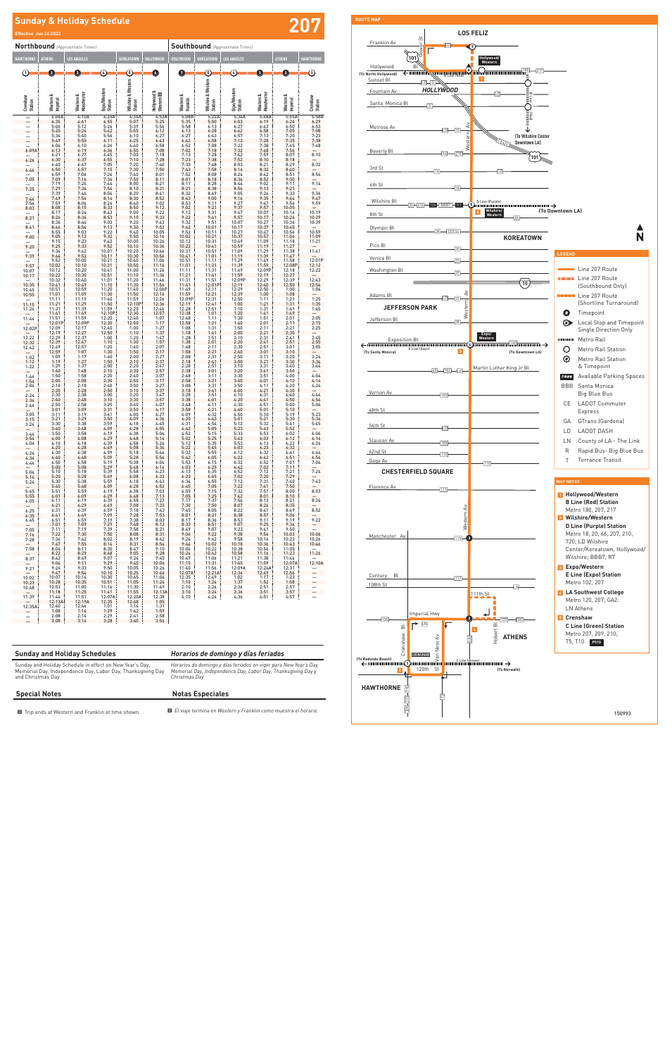# Sunday & Holiday Schedule

**207**

Effective Jun 26 2022

## Northbound *(Approximate Times)*

| HAWTHORNE | ATHENS | LOS ANGELES | | KOREATOWN | HOLLYWOOD |
|---|---|---|---|---|---|
| 1 Crenshaw Station | 2 Western & Imperial | 3 Western & Manchester | 4 Expo/Western Station | 5 Wilshire & Western Station | 6 Hollywood & Western Ⓑ |
| — | 4:06A | 4:10A | 4:24A | 4:36A | 4:53A |
| — | 4:35 | 4:41 | 4:55 | 5:07 | 5:25 |
| — | 5:06 | 5:12 | 5:26 | 5:39 | 5:56 |
| — | 5:20 | 5:26 | 5:42 | 5:55 | 6:12 |
| — | 5:34 | 5:40 | 5:56 | 6:10 | 6:27 |
| — | 5:49 | 5:55 | 6:11 | 6:25 | 6:43 |
| — | 6:04 | 6:10 | 6:26 | 6:40 | 6:58 |
| 6:09A | 6:13 | 6:19 | 6:36 | 6:50 | 7:08 |
| — | 6:21 | 6:27 | 6:45 | 7:00 | 7:18 |
| 6:26 | 6:30 | 6:37 | 6:55 | 7:10 | 7:28 |
| — | 6:40 | 6:47 | 7:05 | 7:20 | 7:38 |
| 6:46 | 6:50 | 6:57 | 7:15 | 7:30 | 7:50 |
| — | 6:59 | 7:06 | 7:24 | 7:40 | 8:01 |
| 7:05 | 7:09 | 7:16 | 7:34 | 7:50 | 8:11 |
| — | 7:19 | 7:26 | 7:44 | 8:00 | 8:21 |
| 7:25 | 7:29 | 7:36 | 7:54 | 8:10 | 8:31 |
| — | 7:39 | 7:46 | 8:04 | 8:20 | 8:41 |
| 7:44 | 7:49 | 7:56 | 8:14 | 8:30 | 8:52 |
| 7:54 | 7:59 | 8:06 | 8:24 | 8:40 | 9:02 |
| 8:03 | 8:08 | 8:15 | 8:33 | 8:50 | 9:12 |
| — | 8:17 | 8:24 | 8:43 | 9:00 | 9:22 |
| 8:21 | 8:26 | 8:34 | 8:53 | 9:10 | 9:33 |
| — | 8:36 | 8:44 | 9:03 | 9:20 | 9:43 |
| 8:41 | 8:46 | 8:54 | 9:13 | 9:30 | 9:53 |
| — | 8:55 | 9:03 | 9:22 | 9:40 | 10:05 |
| 9:00 | 9:05 | 9:13 | 9:32 | 9:50 | 10:16 |
| — | 9:15 | 9:23 | 9:42 | 10:00 | 10:26 |
| 9:20 | 9:25 | 9:33 | 9:52 | 10:10 | 10:36 |
| — | 9:34 | 9:42 | 10:01 | 10:20 | 10:46 |
| 9:39 | 9:44 | 9:52 | 10:11 | 10:30 | 10:56 |
| — | 9:52 | 10:00 | 10:21 | 10:40 | 11:06 |
| 9:57 | 10:02 | 10:10 | 10:31 | 10:50 | 11:16 |
| 10:07 | 10:12 | 10:20 | 10:41 | 11:00 | 11:26 |
| 10:17 | 10:22 | 10:30 | 10:51 | 11:10 | 11:36 |
| — | 10:32 | 10:40 | 11:01 | 11:20 | 11:46 |
| 10:35 | 10:41 | 10:50 | 11:11 | 11:30 | 11:56 |
| 10:45 | 10:51 | 10:59 | 11:20 | 11:40 | 12:06P |
| 10:55 | 11:01 | 11:09 | 11:30 | 11:50 | 12:16 |
| — | 11:11 | 11:19 | 11:40 | 11:59 | 12:26 |
| 11:15 | 11:21 | 11:29 | 11:50 | 12:10P | 12:36 |
| 11:24 | 11:31 | 11:39 | 11:59 | 12:20 | 12:46 |
| — | 11:41 | 11:49 | 12:10P | 12:30 | 12:57 |
| 11:44 | 11:51 | 11:59 | 12:20 | 12:40 | 1:07 |
| — | 12:01P | 12:09P | 12:30 | 12:50 | 1:17 |
| 12:02P | 12:09 | 12:17 | 12:40 | 1:00 | 1:27 |
| — | 12:19 | 12:27 | 12:50 | 1:10 | 1:37 |
| 12:22 | 12:29 | 12:37 | 1:00 | 1:20 | 1:47 |
| 12:32 | 12:39 | 12:47 | 1:10 | 1:30 | 1:57 |
| 12:42 | 12:49 | 12:57 | 1:20 | 1:40 | 2:07 |
| — | 12:59 | 1:07 | 1:30 | 1:50 | 2:17 |
| 1:02 | 1:09 | 1:17 | 1:40 | 2:00 | 2:27 |
| 1:12 | 1:19 | 1:27 | 1:50 | 2:10 | 2:37 |
| 1:22 | 1:29 | 1:37 | 2:00 | 2:20 | 2:47 |
| — | 1:39 | 1:48 | 2:10 | 2:30 | 2:57 |
| 1:44 | 1:50 | 1:58 | 2:20 | 2:40 | 3:07 |
| 1:54 | 2:00 | 2:08 | 2:30 | 2:50 | 3:17 |
| 2:04 | 2:10 | 2:18 | 2:40 | 3:00 | 3:27 |
| — | 2:20 | 2:28 | 2:50 | 3:10 | 3:37 |
| 2:24 | 2:30 | 2:38 | 3:00 | 3:20 | 3:47 |
| 2:34 | 2:40 | 2:48 | 3:10 | 3:30 | 3:57 |
| 2:44 | 2:50 | 2:58 | 3:20 | 3:40 | 4:07 |
| — | 3:01 | 3:09 | 3:31 | 3:50 | 4:17 |
| 3:05 | 3:11 | 3:19 | 3:41 | 4:00 | 4:27 |
| 3:15 | 3:21 | 3:29 | 3:50 | 4:09 | 4:36 |
| 3:24 | 3:30 | 3:38 | 3:59 | 4:18 | 4:45 |
| — | 3:40 | 3:48 | 4:09 | 4:28 | 4:55 |
| 3:44 | 3:50 | 3:58 | 4:19 | 4:38 | 5:04 |
| 3:54 | 4:00 | 4:08 | 4:29 | 4:48 | 5:14 |
| 4:04 | 4:10 | 4:18 | 4:39 | 4:58 | 5:24 |
| — | 4:20 | 4:28 | 4:49 | 5:08 | 5:34 |
| 4:24 | 4:30 | 4:38 | 4:59 | 5:18 | 5:44 |
| 4:34 | 4:40 | 4:48 | 5:09 | 5:28 | 5:54 |
| 4:44 | 4:50 | 4:58 | 5:19 | 5:38 | 6:04 |
| — | 5:00 | 5:08 | 5:29 | 5:48 | 6:14 |
| 5:04 | 5:10 | 5:18 | 5:39 | 5:58 | 6:23 |
| 5:14 | 5:20 | 5:28 | 5:49 | 6:08 | 6:33 |
| 5:24 | 5:30 | 5:38 | 5:59 | 6:18 | 6:43 |
| — | 5:40 | 5:48 | 6:09 | 6:28 | 6:53 |
| 5:45 | 5:51 | 5:59 | 6:19 | 6:38 | 7:03 |
| 5:55 | 6:01 | 6:09 | 6:29 | 6:48 | 7:13 |
| 6:05 | 6:11 | 6:19 | 6:39 | 6:58 | 7:23 |
| — | 6:21 | 6:29 | 6:49 | 7:08 | 7:33 |
| 6:25 | 6:31 | 6:39 | 6:59 | 7:18 | 7:43 |
| 6:35 | 6:41 | 6:49 | 7:09 | 7:28 | 7:53 |
| 6:45 | 6:51 | 6:59 | 7:19 | 7:38 | 8:03 |
| — | 7:01 | 7:09 | 7:29 | 7:48 | 8:12 |
| 7:05 | 7:11 | 7:19 | 7:39 | 7:58 | 8:21 |
| 7:16 | 7:22 | 7:30 | 7:50 | 8:08 | 8:31 |
| 7:28 | 7:34 | 7:42 | 8:02 | 8:19 | 8:42 |
| — | 7:47 | 7:55 | 8:14 | 8:31 | 8:54 |
| 7:58 | 8:04 | 8:11 | 8:30 | 8:47 | 9:10 |
| — | 8:22 | 8:29 | 8:48 | 9:05 | 9:28 |
| 8:37 | 8:42 | 8:49 | 9:07 | 9:24 | 9:45 |
| — | 9:04 | 9:11 | 9:29 | 9:45 | 10:06 |
| 9:21 | 9:26 | 9:33 | 9:50 | 10:05 | 10:26 |
| — | 9:47 | 9:54 | 10:10 | 10:25 | 10:46 |
| 10:02 | 10:07 | 10:14 | 10:30 | 10:45 | 11:05 |
| 10:23 | 10:28 | 10:35 | 10:51 | 11:05 | 11:24 |
| 10:48 | 10:53 | 11:00 | 11:16 | 11:30 | 11:49 |
| — | 11:18 | 11:25 | 11:41 | 11:55 | 12:13A |
| 11:39 | 11:44 | 11:51 | 12:07A | 12:20A | 12:38 |
| — | 12:12A | 12:19A | 12:35 | 12:48 | 1:05 |
| 12:35A | 12:40 | 12:46 | 1:01 | 1:14 | 1:31 |
| — | 1:08 | 1:14 | 1:29 | 1:42 | 1:59 |
| — | 2:08 | 2:14 | 2:29 | 2:41 | 2:58 |
| — | 3:08 | 3:14 | 3:28 | 3:40 | 3:56 |

## Southbound *(Approximate Times)*

| HOLLYWOOD | KOREATOWN | LOS ANGELES | | ATHENS | HAWTHORNE |
|---|---|---|---|---|---|
| 6 Western & Franklin | 5 Wilshire & Western Station | 4 Expo/Western Station | 3 Western & Manchester | 2 Western & Imperial | 1 Crenshaw Station |
| 5:06A | 5:22A | 5:34A | 5:48A | 5:55A | 5:58A |
| 5:35 | 5:50 | 6:03 | 6:19 | 6:26 | 6:29 |
| 5:58 | 6:13 | 6:27 | 6:43 | 6:50 | 6:53 |
| 6:13 | 6:28 | 6:42 | 6:58 | 7:05 | 7:08 |
| 6:27 | 6:43 | 6:57 | 7:13 | 7:20 | 7:23 |
| 6:42 | 6:58 | 7:12 | 7:28 | 7:35 | 7:38 |
| 6:52 | 7:08 | 7:22 | 7:38 | 7:45 | 7:48 |
| 7:02 | 7:18 | 7:32 | 7:48 | 7:56 | — |
| 7:13 | 7:28 | 7:42 | 7:59 | 8:07 | 8:10 |
| 7:23 | 7:38 | 7:52 | 8:10 | 8:18 | — |
| 7:33 | 7:48 | 8:03 | 8:21 | 8:29 | 8:32 |
| 7:43 | 7:58 | 8:14 | 8:32 | 8:40 | — |
| 7:52 | 8:08 | 8:24 | 8:42 | 8:51 | 8:54 |
| 8:01 | 8:18 | 8:34 | 8:52 | 9:00 | — |
| 8:11 | 8:28 | 8:44 | 9:02 | 9:11 | 9:14 |
| 8:21 | 8:38 | 8:54 | 9:13 | 9:21 | — |
| 8:32 | 8:49 | 9:05 | 9:24 | 9:33 | 9:36 |
| 8:43 | 9:00 | 9:16 | 9:35 | 9:44 | 9:47 |
| 8:53 | 9:11 | 9:27 | 9:47 | 9:56 | 9:59 |
| 9:02 | 9:21 | 9:37 | 9:57 | 10:05 | — |
| 9:12 | 9:31 | 9:47 | 10:07 | 10:16 | 10:19 |
| 9:22 | 9:41 | 9:57 | 10:17 | 10:26 | 10:29 |
| 9:32 | 9:51 | 10:07 | 10:27 | 10:36 | 10:39 |
| 9:42 | 10:01 | 10:17 | 10:37 | 10:45 | — |
| 9:52 | 10:11 | 10:27 | 10:47 | 10:56 | 10:59 |
| 10:02 | 10:21 | 10:37 | 10:57 | 11:06 | 11:09 |
| 10:12 | 10:31 | 10:49 | 11:09 | 11:18 | 11:21 |
| 10:22 | 10:41 | 10:59 | 11:19 | 11:27 | — |
| 10:31 | 10:51 | 11:09 | 11:29 | 11:38 | 11:41 |
| 10:41 | 11:01 | 11:19 | 11:39 | 11:47 | — |
| 10:51 | 11:11 | 11:29 | 11:49 | 11:58 | 12:01P |
| 11:01 | 11:21 | 11:39 | 11:59 | 12:08P | 12:12 |
| 11:11 | 11:31 | 11:49 | 12:09P | 12:18 | 12:22 |
| 11:21 | 11:41 | 11:59 | 12:19 | 12:27 | — |
| 11:31 | 11:51 | 12:09P | 12:29 | 12:39 | 12:43 |
| 11:41 | 12:01P | 12:19 | 12:40 | 12:50 | 12:54 |
| 11:49 | 12:11 | 12:29 | 12:50 | 1:00 | 1:04 |
| 11:59 | 12:21 | 12:39 | 1:00 | 1:08 | — |
| 12:09P | 12:31 | 12:50 | 1:11 | 1:21 | 1:25 |
| 12:19 | 12:41 | 1:00 | 1:20 | 1:31 | 1:35 |
| 12:28 | 12:51 | 1:10 | 1:31 | 1:41 | 1:45 |
| 12:38 | 1:01 | 1:20 | 1:41 | 1:49 | — |
| 12:48 | 1:11 | 1:30 | 1:51 | 2:01 | 2:05 |
| 12:58 | 1:21 | 1:40 | 2:01 | 2:11 | 2:15 |
| 1:08 | 1:31 | 1:50 | 2:11 | 2:21 | 2:25 |
| 1:18 | 1:41 | 2:00 | 2:21 | 2:29 | — |
| 1:28 | 1:51 | 2:10 | 2:31 | 2:41 | 2:45 |
| 1:38 | 2:01 | 2:20 | 2:41 | 2:51 | 2:55 |
| 1:48 | 2:11 | 2:30 | 2:51 | 3:01 | 3:05 |
| 1:58 | 2:21 | 2:40 | 3:01 | 3:10 | — |
| 2:08 | 2:31 | 2:50 | 3:11 | 3:20 | 3:24 |
| 2:18 | 2:41 | 3:00 | 3:21 | 3:30 | 3:34 |
| 2:28 | 2:51 | 3:10 | 3:31 | 3:40 | 3:44 |
| 2:38 | 3:01 | 3:20 | 3:41 | 3:50 | — |
| 2:48 | 3:11 | 3:30 | 3:51 | 4:00 | 4:04 |
| 2:58 | 3:21 | 3:40 | 4:01 | 4:10 | 4:14 |
| 3:08 | 3:31 | 3:50 | 4:11 | 4:20 | 4:24 |
| 3:18 | 3:41 | 4:00 | 4:21 | 4:30 | — |
| 3:28 | 3:51 | 4:10 | 4:31 | 4:40 | 4:44 |
| 3:38 | 4:01 | 4:20 | 4:41 | 4:50 | 4:54 |
| 3:48 | 4:11 | 4:30 | 4:51 | 5:00 | 5:04 |
| 3:58 | 4:21 | 4:40 | 5:00 | 5:10 | — |
| 4:09 | 4:32 | 4:50 | 5:10 | 5:19 | 5:23 |
| 4:20 | 4:43 | 5:01 | 5:21 | 5:30 | 5:34 |
| 4:31 | 4:54 | 5:12 | 5:32 | 5:41 | 5:45 |
| 4:42 | 5:05 | 5:23 | 5:43 | 5:52 | — |
| 4:52 | 5:15 | 5:33 | 5:53 | 6:02 | 6:06 |
| 5:02 | 5:25 | 5:43 | 6:03 | 6:12 | 6:16 |
| 5:12 | 5:35 | 5:53 | 6:13 | 6:22 | — |
| 5:22 | 5:45 | 6:03 | 6:23 | 6:32 | — |
| 5:32 | 5:55 | 6:12 | 6:32 | 6:41 | 6:44 |
| 5:42 | 6:05 | 6:22 | 6:42 | 6:51 | 6:54 |
| 5:52 | 6:15 | 6:32 | 6:52 | 7:01 | 7:04 |
| 6:03 | 6:25 | 6:42 | 7:02 | 7:11 | — |
| 6:13 | 6:35 | 6:52 | 7:12 | 7:21 | 7:24 |
| 6:23 | 6:45 | 7:02 | 7:20 | 7:29 | — |
| 6:34 | 6:55 | 7:12 | 7:31 | 7:40 | 7:43 |
| 6:45 | 7:05 | 7:22 | 7:41 | 7:50 | — |
| 6:55 | 7:15 | 7:32 | 7:51 | 8:00 | 8:03 |
| 7:05 | 7:25 | 7:42 | 8:01 | 8:10 | — |
| 7:17 | 7:37 | 7:54 | 8:13 | 8:21 | 8:24 |
| 7:30 | 7:50 | 8:07 | 8:26 | 8:35 | — |
| 7:45 | 8:05 | 8:22 | 8:41 | 8:49 | 8:52 |
| 8:01 | 8:21 | 8:38 | 8:57 | 9:06 | — |
| 8:17 | 8:36 | 8:53 | 9:11 | 9:19 | 9:22 |
| 8:33 | 8:51 | 9:07 | 9:25 | 9:34 | — |
| 8:49 | 9:07 | 9:23 | 9:41 | 9:50 | — |
| 9:04 | 9:22 | 9:38 | 9:56 | 10:03 | 10:06 |
| 9:24 | 9:42 | 9:58 | 10:16 | 10:23 | 10:26 |
| 9:44 | 10:02 | 10:18 | 10:36 | 10:43 | 10:46 |
| 10:04 | 10:22 | 10:38 | 10:56 | 11:05 | — |
| 10:24 | 10:42 | 10:58 | 11:16 | 11:23 | 11:26 |
| 10:49 | 11:06 | 11:21 | 11:38 | 11:46 | — |
| 11:15 | 11:31 | 11:45 | 11:59 | 12:07A | 12:10A |
| 11:40 | 11:56 | 12:09A | 12:24A | 12:31 | — |
| 12:07A | 12:21A | 12:34 | 12:49 | 12:56 | — |
| 12:35 | 12:49 | 1:02 | 1:17 | 1:23 | — |
| 1:10 | 1:24 | 1:37 | 1:52 | 1:58 | — |
| 2:10 | 2:24 | 2:36 | 2:51 | 2:57 | — |
| 3:10 | 3:24 | 3:36 | 3:51 | 3:57 | — |
| 4:10 | 4:24 | 4:36 | 4:51 | 4:57 | — |

## Sunday and Holiday Schedules

Sunday and Holiday schedules in effect on New Year's Day, Memorial Day, Independence Day, Labor Day, Thanksgiving Day and Christmas Day.

## Horarios de domingo y días feriados

*Horarios de domingo y días feriados en vigor para New Year's Day, Memorial Day, Independence Day, Labor Day, Thanksgiving Day y Christmas Day*

## Special Notes

Ⓑ Trip ends at Western and Franklin at time shown.

## Notas Especiales

Ⓑ *El viaje termina en Western y Franklin como muestra el horario.*

## Route Map

LOS FELIZ · HOLLYWOOD · KOREATOWN · JEFFERSON PARK · CHESTERFIELD SQUARE · ATHENS · HAWTHORNE

### Legend

- Line 207 Route
- Line 207 Route (Southbound Only)
- Line 207 Route (Shortline Turnaround)
- Timepoint
- Local Stop and Timepoint Single Direction Only
- Metro Rail
- Metro Rail Station
- Metro Rail Station & Timepoint
- Available Parking Spaces
- BBB Santa Monica Big Blue Bus
- CE LADOT Commuter Express
- GA GTrans (Gardena)
- LD LADOT DASH
- LN County of LA - The Link
- R Rapid Bus- Big Blue Bus
- T Torrance Transit

### Map Notes

1. **Hollywood/Western** — **B Line (Red) Station** — Metro 180, 207, 217
2. **Wilshire/Western** — **D Line (Purple) Station** — Metro 18, 20, 66, 207, 210, 720; LD Wilshire Center/Koreatown, Hollywood/Wilshire; BBB7, R7
3. **Expo/Western** — **E Line (Expo) Station** — Metro 102, 207
4. **LA Southwest College** — Metro 120, 207; GA2; LN Athens
5. **Crenshaw** — **C Line (Green) Station** — Metro 207, 209, 210; T5, T10

150993